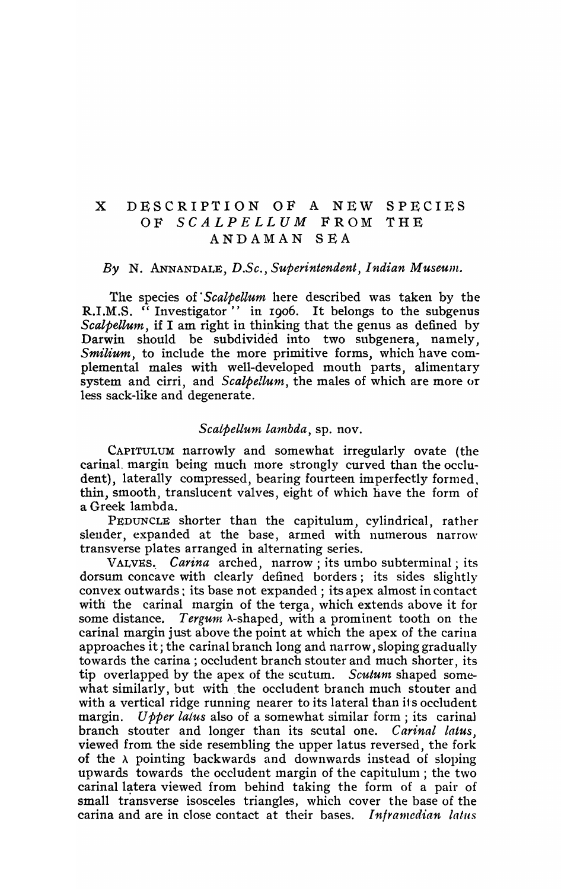# X DESCRIPTION OF A NEW SPECIES OF *SCALPELLUM* FROM THE ANDAMAN SEA

*By* N. ANNANDALE, *D.Sc., Superintendent, Indian Museum.*

The species of *Scalpellum* here described was taken by the R.I.M.S. "Investigator" in 1906. It belongs to the subgenus *Scalpellum*, if I am right in thinking that the genus as defined by Darwin should be subdivided into two subgenera, namely, *Smilium*, to include the more primitive forms, which have complemental males with well-developed mouth parts, alimentary system and cirri, and *Scalpellum*, the males of which are more or less sack-like and degenerate.

## *Scalpellum lambda*, sp. nov.

CAPITULUM narrowly and somewhat irregularly ovate (the carinal margin being much more strongly curved than the occludent), laterally compressed, bearing fourteen imperfectly formed, thin, smooth, translucent valves, eight of which have the form of a Greek lambda.

PEDUNCLE shorter than the capitulum, cylindrical, rather slender, expanded at the base, armed with numerous narrow transverse plates arranged in alternating series.

VALVES. *Carina* arched, narrow; its umbo subterminal; its dorsum concave with clearly defined borders; its sides slightly convex outwards; its base not expanded; its apex almost in contact with the carinal margin of the terga, which extends above it for some distance. *Tergum* λ-shaped, with a prominent tooth on the carinal margin just above the point at which the apex of the carina approaches it; the carinal branch long and narrow, sloping gradually towards the carina; occludent branch stouter and much shorter, its tip overlapped by the apex of the scutum. *Scutum* shaped somewhat similarly, but with the occludent branch much stouter and with a vertical ridge running nearer to its lateral than its occludent margin. *Upper latus* also of a somewhat similar form; its carinal branch stouter and longer than its scutal one. *Carinal latus*, viewed from the side resembling the upper latus reversed, the fork of the λ pointing backwards and downwards instead of sloping upwards towards the occludent margin of the capitulum; the two carinal latera viewed from behind taking the form of a pair of small transverse isosceles triangles, which cover the base of the carina and are in close contact at their bases. *Inframedian latus*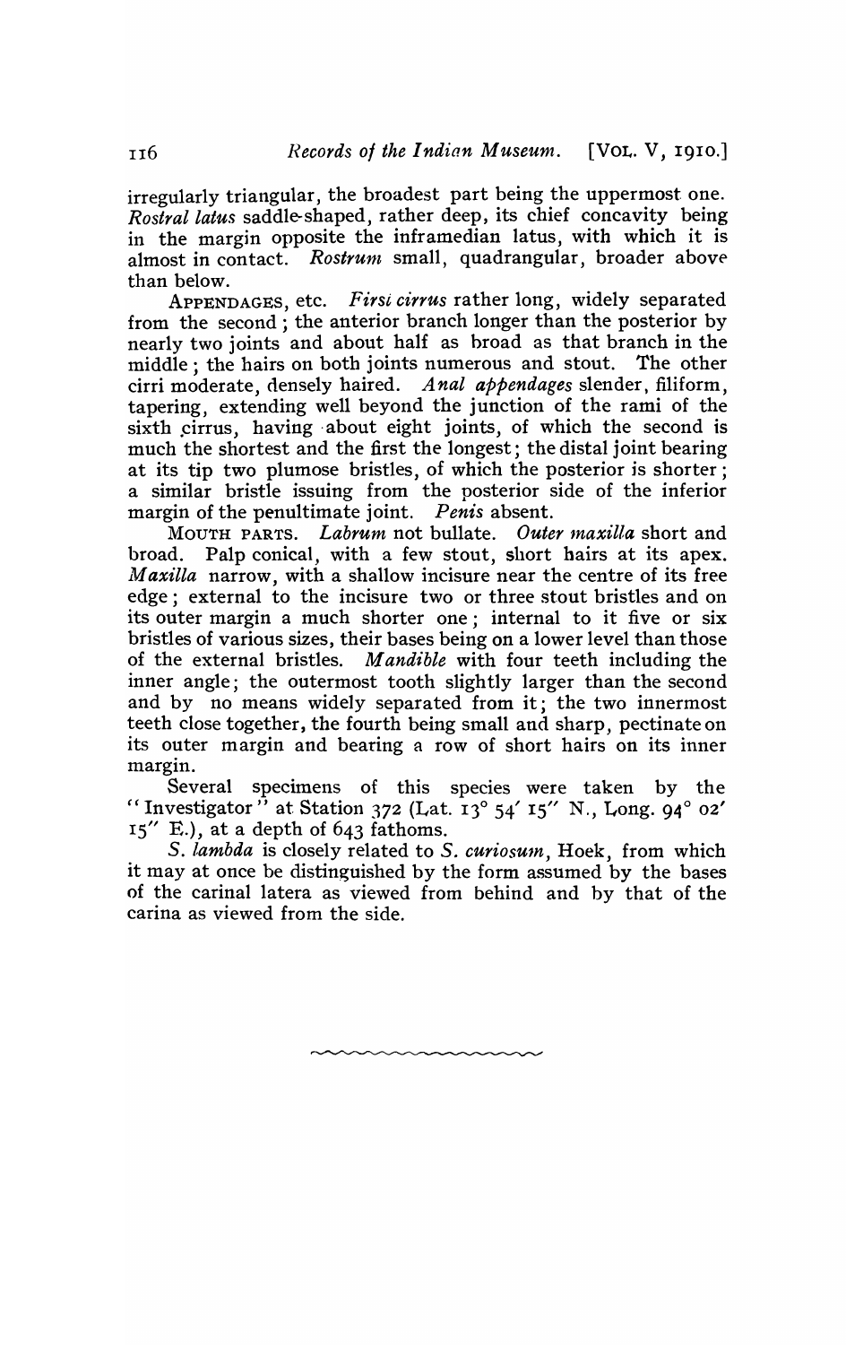irregularly triangular, the broadest part being the uppermost one. *Rostral latus* saddle-shaped, rather deep, its chief concavity being in the margin opposite the inframedian latus, with which it is almost in contact. *Rostrum* small, quadrangular, broader above than below.

APPENDAGES, etc. *First cirrus* rather long, widely separated from the second; the anterior branch longer than the posterior by nearly two joints and about half as broad as that branch in the middle; the hairs on both joints numerous and stout. The other cirri moderate, densely haired. *Anal appendages* slender, filiform, tapering, extending well beyond the junction of the rami of the sixth cirrus, having about eight joints, of which the second is much the shortest and the first the longest; the distal joint bearing at its tip two plumose bristles, of which the posterior is shorter; a similar bristle issuing from the posterior side of the inferior margin of the penultimate joint. *Penis* absent.

MOUTH PARTS. *Labrum* not bullate. *Outer maxilla* short and broad. Palp conical, with a few stout, short hairs at its apex. *Maxilla* narrow, with a shallow incisure near the centre of its free edge; external to the incisure two or three stout bristles and on its outer margin a much shorter one; internal to it five or six bristles of various sizes, their bases being on a lower level than those of the external bristles. *Mandible* with four teeth including the inner angle; the outermost tooth slightly larger than the second and by no means widely separated from it; the two innermost teeth close together, the fourth being small and sharp, pectinate on its outer margin and bearing a row of short hairs on its inner margin.

Several specimens of this species were taken by the "Investigator" at Station 372 (Lat. 13° 54′ 15″ N., Long. 94° 02′ 15″ E.), at a depth of 643 fathoms.

*S. lambda* is closely related to *S. curiosum*, Hoek, from which it may at once be distinguished by the form assumed by the bases of the carinal latera as viewed from behind and by that of the carina as viewed from the side.